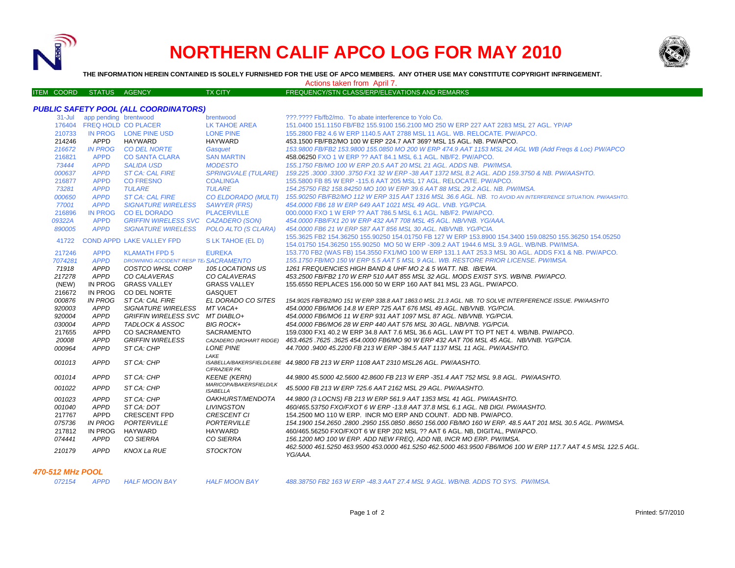# NORTHERN CALIF APCO LOG FOR MAY 2010

**THE INFORMATION HEREIN CONTAINED IS SOLELY FURNISHED FOR THE USE OF APCO MEMBERS. ANY OTHER USE MAY CONSTITUTE COPYRIGHT INFRINGEMENT.**

Actions taken from April 7.

| ITEM COORD | STATUS | AGENCY | TX CITY | FREQUENCY/STN CLASS/ERP/ELEVATIONS AND REMARKS |
|---|---|---|---|---|

### PUBLIC SAFETY POOL (ALL COORDINATORS)

| ITEM COORD | STATUS | AGENCY | TX CITY | FREQUENCY/STN CLASS/ERP/ELEVATIONS AND REMARKS |
|---|---|---|---|---|
| 31-Jul | app pending | brentwood | brentwood | ???.???? Fb/fb2/mo. To abate interference to Yolo Co. |
| 176404 | FREQ HOLD | CO PLACER | LK TAHOE AREA | 151.0400 151.1150 FB/FB2 155.9100 156.2100 MO 250 W ERP 227 AAT 2283 MSL 27 AGL. YP/AP |
| 210733 | IN PROG | LONE PINE USD | LONE PINE | 155.2800 FB2 4.6 W ERP 1140.5 AAT 2788 MSL 11 AGL. WB. RELOCATE. PW/APCO. |
| 214246 | APPD | HAYWARD | HAYWARD | 453.1500 FB/FB2/MO 100 W ERP 224.7 AAT 369? MSL 15 AGL. NB. PW/APCO. |
| 216672 | IN PROG | CO DEL NORTE | Gasquet | 153.9800 FB/FB2 153.9800 155.0850 MO 200 W ERP 474.9 AAT 1153 MSL 24 AGL WB (Add Freqs & Loc) PW/APCO |
| 216821 | APPD | CO SANTA CLARA | SAN MARTIN | 458.06250 FXO 1 W ERP ?? AAT 84.1 MSL 6.1 AGL. NB/F2. PW/APCO. |
| 73444 | APPD | SALIDA USD | MODESTO | 155.1750 FB/MO 100 W ERP 20.5 AAT 20 MSL 21 AGL. ADDS NB. PW/IMSA. |
| 000637 | APPD | ST CA: CAL FIRE | SPRINGVALE (TULARE) | 159.225 .3000 .3300 .3750 FX1 32 W ERP -38 AAT 1372 MSL 8.2 AGL. ADD 159.3750 & NB. PW/AASHTO. |
| 216877 | APPD | CO FRESNO | COALINGA | 155.5800 FB 85 W ERP -115.6 AAT 280 MSL 17 AGL. RELOCATE. PW/APCO. |
| 73281 | APPD | TULARE | TULARE | 154.25750 FB2 158.84250 MO 100 W ERP 39.6 AAT 88 MSL 29.2 AGL. NB. PW/IMSA. |
| 000650 | APPD | ST CA: CAL FIRE | CO ELDORADO (MULTI) | 155.90250 FB/FB2/MO 112 W ERP 315 AAT 1316 MSL 36.6 AGL. NB. TO AVOID AN INTERFERENCE SITUATION. PW/AASHTO. |
| 77001 | APPD | SIGNATURE WIRELESS | SAWYER (FRS) | 454.0000 FB6 18 W ERP 649 AAT 1021 MSL 49 AGL. VNB. YG/PCIA. |
| 216896 | IN PROG | CO EL DORADO | PLACERVILLE | 000.0000 FXO 1 W ERP ?? AAT 786.5 MSL 6.1 AGL. NB/F2. PW/APCO. |
| 09322A | APPD | GRIFFIN WIRELESS SVC | CAZADERO (SON) | 454.0000 FB8/FX1 20 W ERP 432 AAT 708 MSL 45 AGL. NB/VNB. YG/AAA. |
| 890005 | APPD | SIGNATURE WIRELESS | POLO ALTO (S CLARA) | 454.0000 FB6 21 W ERP 587 AAT 856 MSL 30 AGL. NB/VNB. YG/PCIA. |
| 41722 | COND APPD | LAKE VALLEY FPD | S LK TAHOE (EL D) | 155.3625 FB2 154.36250 155.90250 154.01750 FB 127 W ERP 153.8900 154.3400 159.08250 155.36250 154.05250 154.01750 154.36250 155.90250 MO 50 W ERP -309.2 AAT 1944.6 MSL 3.9 AGL. WB/NB. PW/IMSA. |
| 217246 | APPD | KLAMATH FPD 5 | EUREKA | 153.770 FB2 (WAS FB) 154.3550 FX1/MO 100 W ERP 131.1 AAT 253.3 MSL 30 AGL. ADDS FX1 & NB. PW/APCO. |
| 7074281 | APPD | DROWNING ACCIDENT RESP TE | SACRAMENTO | 155.1750 FB/MO 150 W ERP 5.5 AAT 5 MSL 9 AGL. WB. RESTORE PRIOR LICENSE. PW/IMSA. |
| 71918 | APPD | COSTCO WHSL CORP | 105 LOCATIONS US | 1261 FREQUENCIES HIGH BAND & UHF MO 2 & 5 WATT. NB. IB/EWA. |
| 217278 | APPD | CO CALAVERAS | CO CALAVERAS | 453.2500 FB/FB2 170 W ERP 510 AAT 855 MSL 32 AGL. MODS EXIST SYS. WB/NB. PW/APCO. |
| (NEW) | IN PROG | GRASS VALLEY | GRASS VALLEY | 155.6550 REPLACES 156.000 50 W ERP 160 AAT 841 MSL 23 AGL. PW/APCO. |
| 216672 | IN PROG | CO DEL NORTE | GASQUET | |
| 000876 | IN PROG | ST CA: CAL FIRE | EL DORADO CO SITES | 154.9025 FB/FB2/MO 151 W ERP 338.8 AAT 1863.0 MSL 21.3 AGL. NB. TO SOLVE INTERFERENCE ISSUE. PW/AASHTO |
| 920003 | APPD | SIGNATURE WIRELESS | MT VACA+ | 454.0000 FB6/MO6 14.8 W ERP 725 AAT 676 MSL 49 AGL. NB/VNB. YG/PCIA. |
| 920004 | APPD | GRIFFIN WIRELESS SVC | MT DIABLO+ | 454.0000 FB6/MO6 11 W ERP 931 AAT 1097 MSL 87 AGL. NB/VNB. YG/PCIA. |
| 030004 | APPD | TADLOCK & ASSOC | BIG ROCK+ | 454.0000 FB6/MO6 28 W ERP 440 AAT 576 MSL 30 AGL. NB/VNB. YG/PCIA. |
| 217655 | APPD | CO SACRAMENTO | SACRAMENTO | 159.0300 FX1 40.2 W ERP 34.8 AAT 7.6 MSL 36.6 AGL. LAW PT TO PT NET 4. WB/NB. PW/APCO. |
| 20008 | APPD | GRIFFIN WIRELESS | CAZADERO (MOHART RIDGE) | 463.4625 .7625 .3625 454.0000 FB6/MO 90 W ERP 432 AAT 706 MSL 45 AGL. NB/VNB. YG/PCIA. |
| 000964 | APPD | ST CA: CHP | LONE PINE | 44.7000 .9400 45.2200 FB 213 W ERP -384.5 AAT 1137 MSL 11 AGL. PW/AASHTO. |
| 001013 | APPD | ST CA: CHP | LAKE ISABELLA/BAKERSFIELD/LEBEC/FRAZIER PK | 44.9800 FB 213 W ERP 1108 AAT 2310 MSL26 AGL. PW/AASHTO. |
| 001014 | APPD | ST CA: CHP | KEENE (KERN) | 44.9800 45.5000 42.5600 42.8600 FB 213 W ERP -351.4 AAT 752 MSL 9.8 AGL. PW/AASHTO. |
| 001022 | APPD | ST CA: CHP | MARICOPA/BAKERSFIELD/LK ISABELLA | 45.5000 FB 213 W ERP 725.6 AAT 2162 MSL 29 AGL. PW/AASHTO. |
| 001023 | APPD | ST CA: CHP | OAKHURST/MENDOTA | 44.9800 (3 LOCNS) FB 213 W ERP 561.9 AAT 1353 MSL 41 AGL. PW/AASHTO. |
| 001040 | APPD | ST CA: DOT | LIVINGSTON | 460/465.53750 FXO/FXOT 6 W ERP -13.8 AAT 37.8 MSL 6.1 AGL. NB DIGI. PW/AASHTO. |
| 217767 | APPD | CRESCENT FPD | CRESCENT CI | 154.2500 MO 110 W ERP. INCR MO ERP AND COUNT. ADD NB. PW/APCO. |
| 075736 | IN PROG | PORTERVILLE | PORTERVILLE | 154.1900 154.2650 .2800 .2950 155.0850 .8650 156.000 FB/MO 160 W ERP. 48.5 AAT 201 MSL 30.5 AGL. PW/IMSA. |
| 217812 | IN PROG | HAYWARD | HAYWARD | 460/465.56250 FXO/FXOT 6 W ERP 202 MSL ?? AAT 6 AGL. NB, DIGITAL, PW/APCO. |
| 074441 | APPD | CO SIERRA | CO SIERRA | 156.1200 MO 100 W ERP. ADD NEW FREQ, ADD NB, INCR MO ERP. PW/IMSA. |
| 210179 | APPD | KNOX La RUE | STOCKTON | 462.5000 461.5250 463.9500 453.0000 461.5250 462.5000 463.9500 FB6/MO6 100 W ERP 117.7 AAT 4.5 MSL 122.5 AGL. YG/AAA. |

### 470-512 MHz POOL

| ITEM COORD | STATUS | AGENCY | TX CITY | FREQUENCY/STN CLASS/ERP/ELEVATIONS AND REMARKS |
|---|---|---|---|---|
| 072154 | APPD | HALF MOON BAY | HALF MOON BAY | 488.38750 FB2 163 W ERP -48.3 AAT 27.4 MSL 9 AGL. WB/NB. ADDS TO SYS. PW/IMSA. |

Printed: 5/7/2010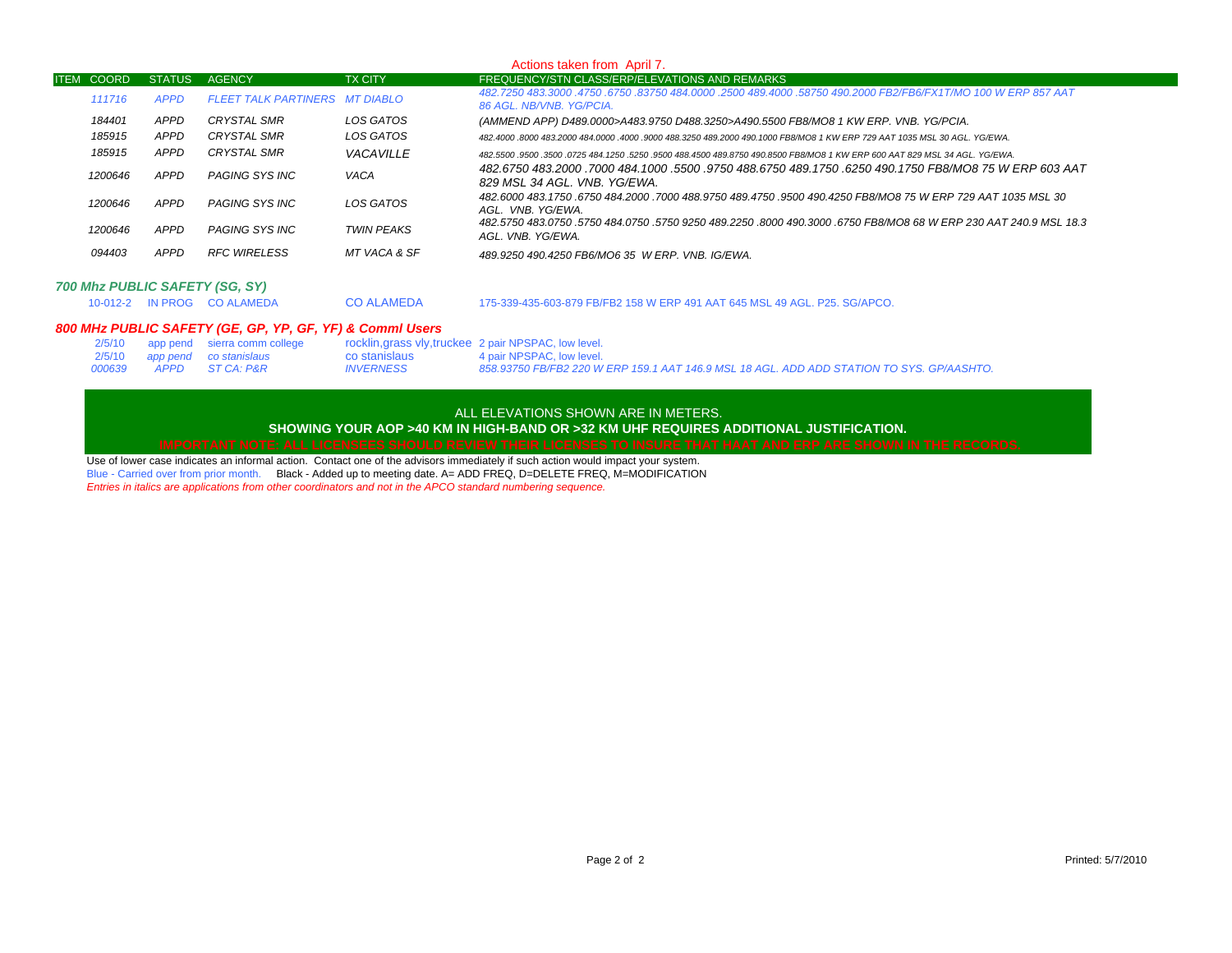Actions taken from April 7.

| ITEM | COORD | STATUS | AGENCY | TX CITY | FREQUENCY/STN CLASS/ERP/ELEVATIONS AND REMARKS |
|---|---|---|---|---|---|
| | *111716* | *APPD* | *FLEET TALK PARTINERS* | *MT DIABLO* | *482.7250 483.3000 .4750 .6750 .83750 484.0000 .2500 489.4000 .58750 490.2000 FB2/FB6/FX1T/MO 100 W ERP 857 AAT 86 AGL. NB/VNB. YG/PCIA.* |
| | *184401* | *APPD* | *CRYSTAL SMR* | *LOS GATOS* | *(AMMEND APP) D489.0000>A483.9750 D488.3250>A490.5500 FB8/MO8 1 KW ERP. VNB. YG/PCIA.* |
| | *185915* | *APPD* | *CRYSTAL SMR* | *LOS GATOS* | *482.4000 .8000 483.2000 484.0000 .4000 .9000 488.3250 489.2000 490.1000 FB8/MO8 1 KW ERP 729 AAT 1035 MSL 30 AGL. YG/EWA.* |
| | *185915* | *APPD* | *CRYSTAL SMR* | *VACAVILLE* | *482.5500 .9500 .3500 .0725 484.1250 .5250 .9500 488.4500 489.8750 490.8500 FB8/MO8 1 KW ERP 600 AAT 829 MSL 34 AGL. YG/EWA.* |
| | *1200646* | *APPD* | *PAGING SYS INC* | *VACA* | *482.6750 483.2000 .7000 484.1000 .5500 .9750 488.6750 489.1750 .6250 490.1750 FB8/MO8 75 W ERP 603 AAT 829 MSL 34 AGL. VNB. YG/EWA.* |
| | *1200646* | *APPD* | *PAGING SYS INC* | *LOS GATOS* | *482.6000 483.1750 .6750 484.2000 .7000 488.9750 489.4750 .9500 490.4250 FB8/MO8 75 W ERP 729 AAT 1035 MSL 30 AGL. VNB. YG/EWA.* |
| | *1200646* | *APPD* | *PAGING SYS INC* | *TWIN PEAKS* | *482.5750 483.0750 .5750 484.0750 .5750 9250 489.2250 .8000 490.3000 .6750 FB8/MO8 68 W ERP 230 AAT 240.9 MSL 18.3 AGL. VNB. YG/EWA.* |
| | *094403* | *APPD* | *RFC WIRELESS* | *MT VACA & SF* | *489.9250 490.4250 FB6/MO6 35 W ERP. VNB. IG/EWA.* |

### *700 Mhz PUBLIC SAFETY (SG, SY)*

| | | | | |
|---|---|---|---|---|
| 10-012-2 | IN PROG | CO ALAMEDA | CO ALAMEDA | 175-339-435-603-879 FB/FB2 158 W ERP 491 AAT 645 MSL 49 AGL. P25. SG/APCO. |

### *800 MHz PUBLIC SAFETY (GE, GP, YP, GF, YF) & Comml Users*

| | | | | |
|---|---|---|---|---|
| 2/5/10 | app pend | sierra comm college | rocklin,grass vly,truckee | 2 pair NPSPAC, low level. |
| 2/5/10 | *app pend* | *co stanislaus* | co stanislaus | 4 pair NPSPAC, low level. |
| *000639* | *APPD* | *ST CA: P&R* | *INVERNESS* | *858.93750 FB/FB2 220 W ERP 159.1 AAT 146.9 MSL 18 AGL. ADD ADD STATION TO SYS. GP/AASHTO.* |

ALL ELEVATIONS SHOWN ARE IN METERS.

**SHOWING YOUR AOP >40 KM IN HIGH-BAND OR >32 KM UHF REQUIRES ADDITIONAL JUSTIFICATION.**

**IMPORTANT NOTE: ALL LICENSEES SHOULD REVIEW THEIR LICENSES TO INSURE THAT HAAT AND ERP ARE SHOWN IN THE RECORDS.**

Use of lower case indicates an informal action. Contact one of the advisors immediately if such action would impact your system.

Blue - Carried over from prior month. Black - Added up to meeting date. A= ADD FREQ, D=DELETE FREQ, M=MODIFICATION

*Entries in italics are applications from other coordinators and not in the APCO standard numbering sequence.*

Printed: 5/7/2010